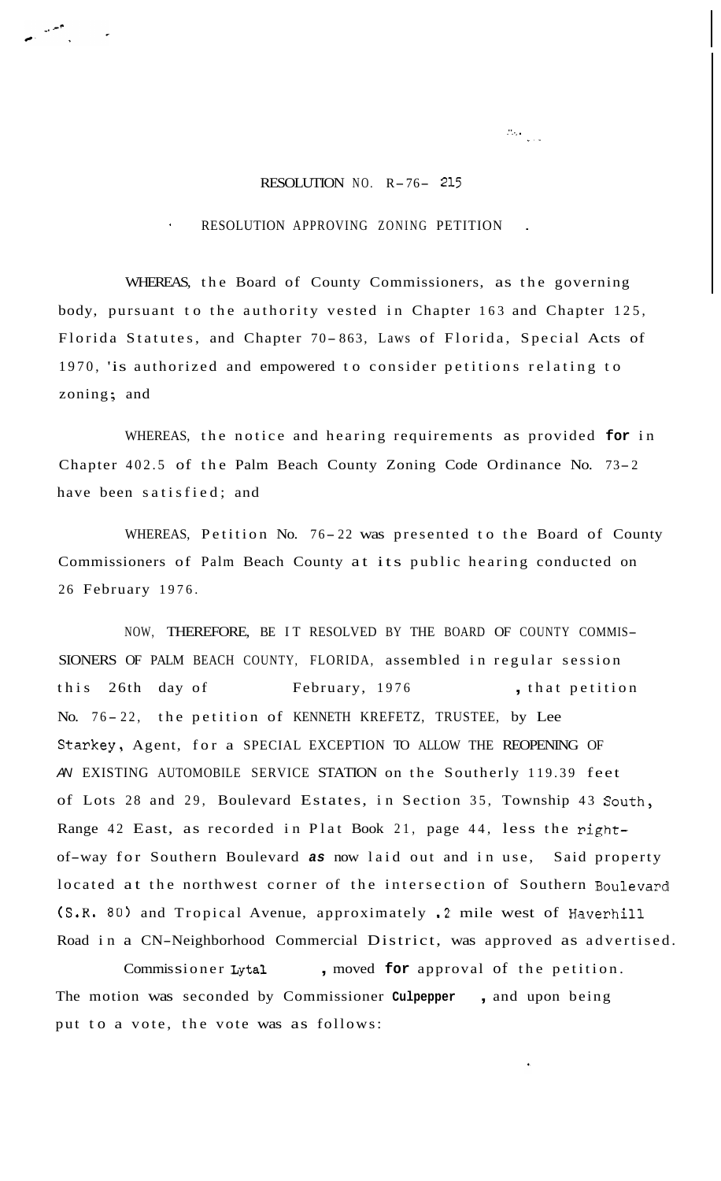RESOLUTION NO. R-76- 215

RESOLUTION APPROVING ZONING PETITION

WHEREAS, the Board of County Commissioners, as the governing body, pursuant to the authority vested in Chapter 163 and Chapter 125, Florida Statutes, and Chapter 70-863, Laws of Florida, Special Acts of 1970, is authorized and empowered to consider petitions relating to zoning; and

WHEREAS, the notice and hearing requirements as provided for in Chapter 402.5 of the Palm Beach County Zoning Code Ordinance No. 73-2 have been satisfied; and

WHEREAS, Petition No. 76-22 was presented to the Board of County Commissioners of Palm Beach County at its public hearing conducted on 26 February 1976.

NOW, THEREFORE, BE IT RESOLVED BY THE BOARD OF COUNTY COMMISSIONERS OF PALM BEACH COUNTY, FLORIDA, assembled in regular session this 26th day of February, 1976, that petition No. 76-22, the petition of KENNETH KREFETZ, TRUSTEE, by Lee Starkey, Agent, for a SPECIAL EXCEPTION TO ALLOW THE REOPENING OF AN EXISTING AUTOMOBILE SERVICE STATION on the Southerly 119.39 feet of Lots 28 and 29, Boulevard Estates, in Section 35, Township 43 South, Range 42 East, as recorded in Plat Book 21, page 44, less the right-of-way for Southern Boulevard as now laid out and in use, Said property located at the northwest corner of the intersection of Southern Boulevard (S.R. 80) and Tropical Avenue, approximately .2 mile west of Haverhill Road in a CN-Neighborhood Commercial District, was approved as advertised.

Commissioner Lytal, moved for approval of the petition. The motion was seconded by Commissioner Culpepper, and upon being put to a vote, the vote was as follows: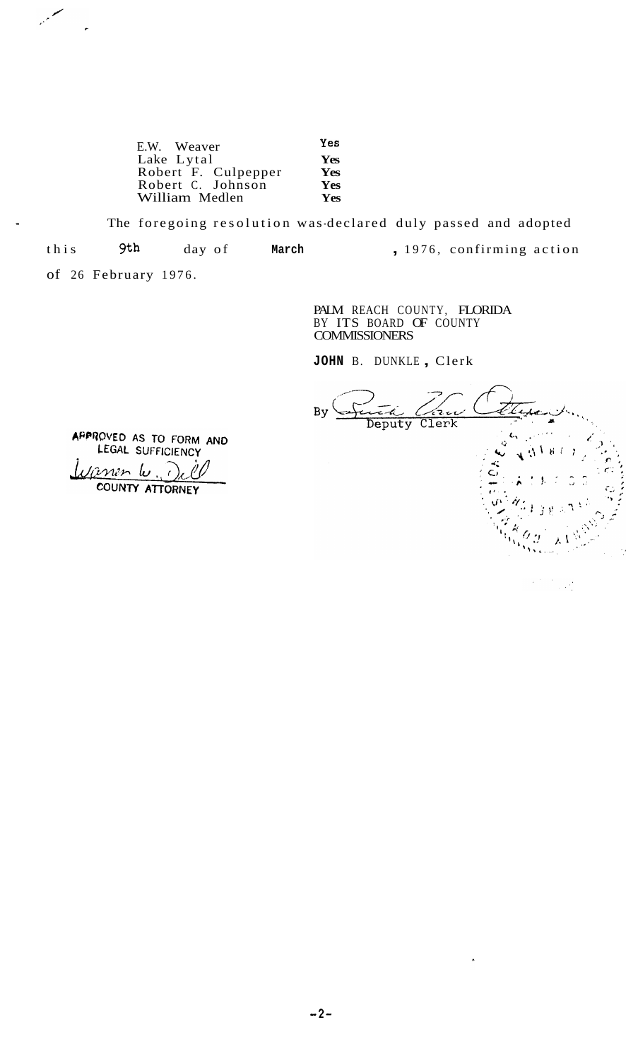| | |
|---|---|
| E.W. Weaver | Yes |
| Lake Lytal | Yes |
| Robert F. Culpepper | Yes |
| Robert C. Johnson | Yes |
| William Medlen | Yes |

The foregoing resolution was declared duly passed and adopted this **9th** day of **March**, 1976, confirming action of 26 February 1976.

PALM REACH COUNTY, FLORIDA
BY ITS BOARD OF COUNTY
COMMISSIONERS

**JOHN** B. DUNKLE, Clerk

By ______________________
Deputy Clerk

APPROVED AS TO FORM AND
LEGAL SUFFICIENCY

______________________
COUNTY ATTORNEY